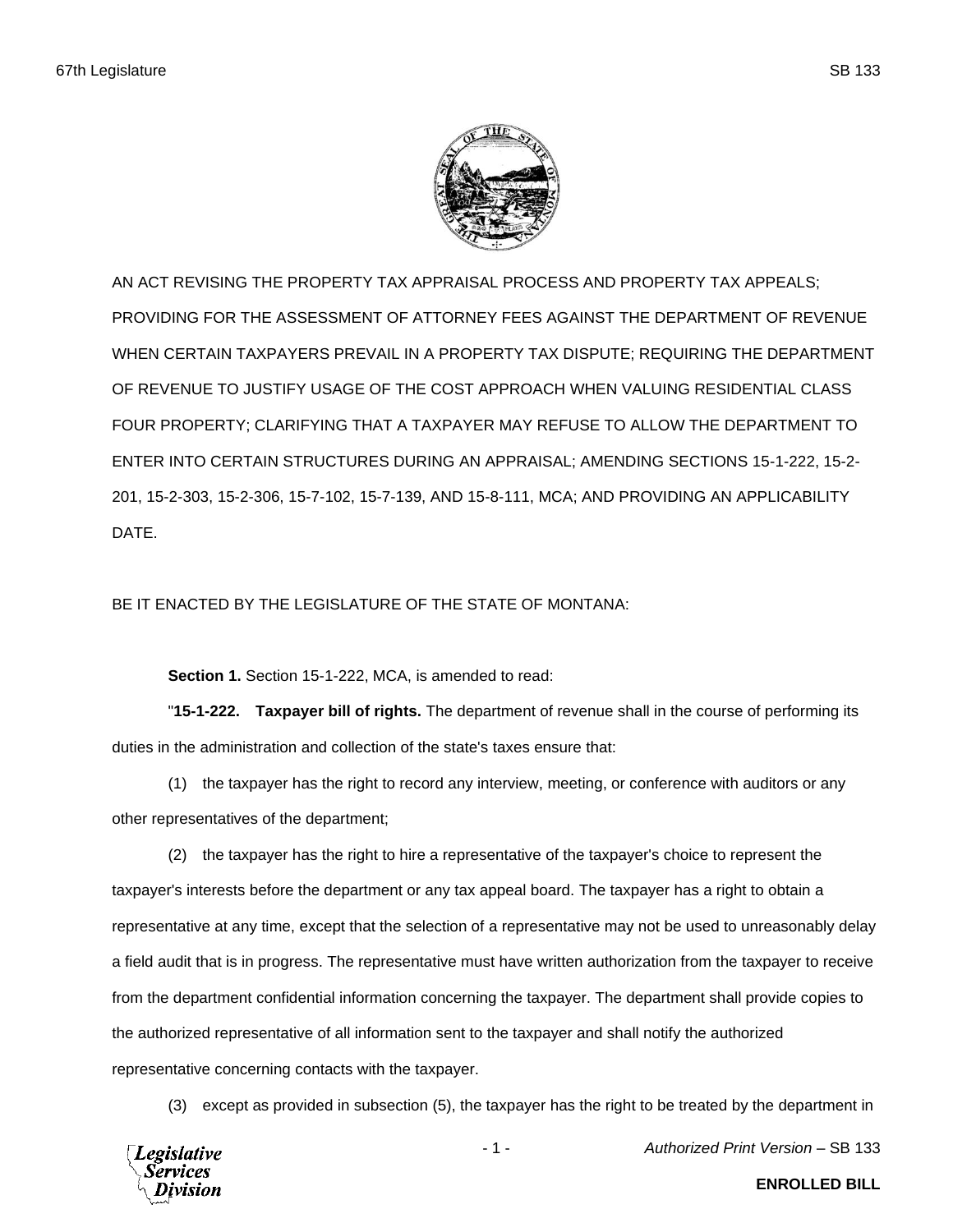AN ACT REVISING THE PROPERTY TAX APPRAISAL PROCESS AND PROPERTY TAX APPEALS; PROVIDING FOR THE ASSESSMENT OF ATTORNEY FEES AGAINST THE DEPARTMENT OF REVENUE WHEN CERTAIN TAXPAYERS PREVAIL IN A PROPERTY TAX DISPUTE; REQUIRING THE DEPARTMENT OF REVENUE TO JUSTIFY USAGE OF THE COST APPROACH WHEN VALUING RESIDENTIAL CLASS FOUR PROPERTY; CLARIFYING THAT A TAXPAYER MAY REFUSE TO ALLOW THE DEPARTMENT TO ENTER INTO CERTAIN STRUCTURES DURING AN APPRAISAL; AMENDING SECTIONS 15-1-222, 15-2-201, 15-2-303, 15-2-306, 15-7-102, 15-7-139, AND 15-8-111, MCA; AND PROVIDING AN APPLICABILITY DATE.

BE IT ENACTED BY THE LEGISLATURE OF THE STATE OF MONTANA:

**Section 1.** Section 15-1-222, MCA, is amended to read:

"**15-1-222. Taxpayer bill of rights.** The department of revenue shall in the course of performing its duties in the administration and collection of the state's taxes ensure that:

(1) the taxpayer has the right to record any interview, meeting, or conference with auditors or any other representatives of the department;

(2) the taxpayer has the right to hire a representative of the taxpayer's choice to represent the taxpayer's interests before the department or any tax appeal board. The taxpayer has a right to obtain a representative at any time, except that the selection of a representative may not be used to unreasonably delay a field audit that is in progress. The representative must have written authorization from the taxpayer to receive from the department confidential information concerning the taxpayer. The department shall provide copies to the authorized representative of all information sent to the taxpayer and shall notify the authorized representative concerning contacts with the taxpayer.

(3) except as provided in subsection (5), the taxpayer has the right to be treated by the department in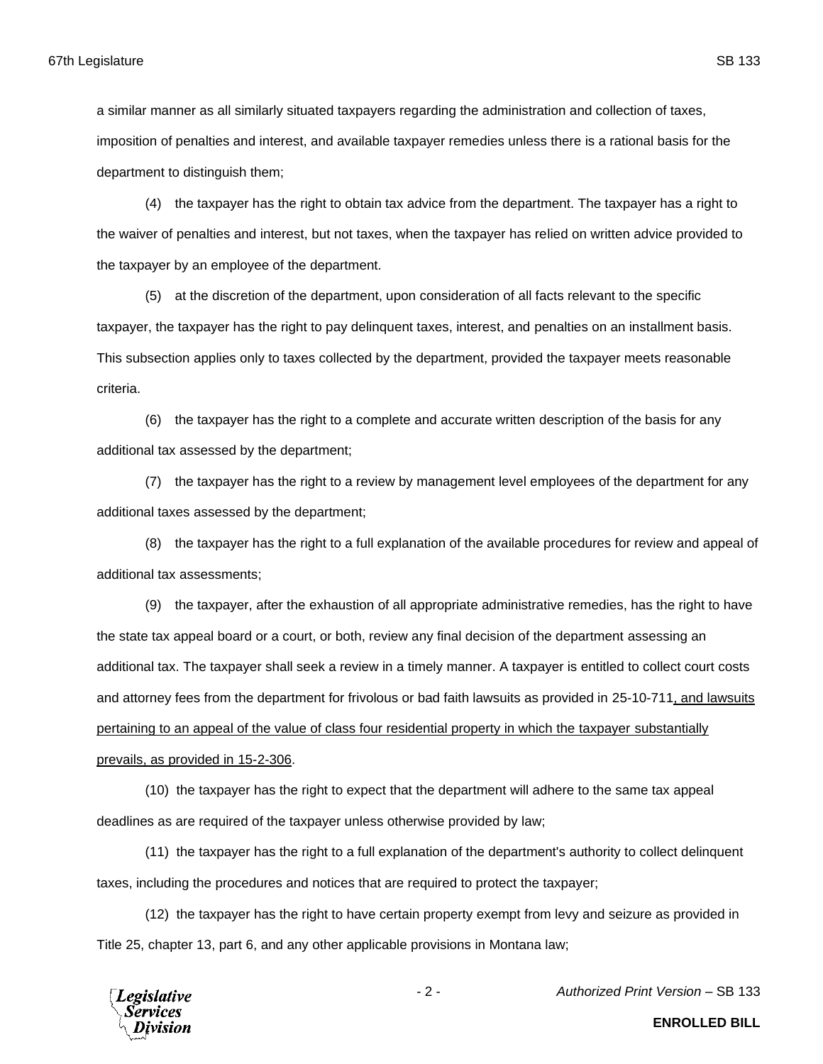a similar manner as all similarly situated taxpayers regarding the administration and collection of taxes, imposition of penalties and interest, and available taxpayer remedies unless there is a rational basis for the department to distinguish them;

(4) the taxpayer has the right to obtain tax advice from the department. The taxpayer has a right to the waiver of penalties and interest, but not taxes, when the taxpayer has relied on written advice provided to the taxpayer by an employee of the department.

(5) at the discretion of the department, upon consideration of all facts relevant to the specific taxpayer, the taxpayer has the right to pay delinquent taxes, interest, and penalties on an installment basis. This subsection applies only to taxes collected by the department, provided the taxpayer meets reasonable criteria.

(6) the taxpayer has the right to a complete and accurate written description of the basis for any additional tax assessed by the department;

(7) the taxpayer has the right to a review by management level employees of the department for any additional taxes assessed by the department;

(8) the taxpayer has the right to a full explanation of the available procedures for review and appeal of additional tax assessments;

(9) the taxpayer, after the exhaustion of all appropriate administrative remedies, has the right to have the state tax appeal board or a court, or both, review any final decision of the department assessing an additional tax. The taxpayer shall seek a review in a timely manner. A taxpayer is entitled to collect court costs and attorney fees from the department for frivolous or bad faith lawsuits as provided in 25-10-711<u>, and lawsuits pertaining to an appeal of the value of class four residential property in which the taxpayer substantially prevails, as provided in 15-2-306</u>.

(10) the taxpayer has the right to expect that the department will adhere to the same tax appeal deadlines as are required of the taxpayer unless otherwise provided by law;

(11) the taxpayer has the right to a full explanation of the department's authority to collect delinquent taxes, including the procedures and notices that are required to protect the taxpayer;

(12) the taxpayer has the right to have certain property exempt from levy and seizure as provided in Title 25, chapter 13, part 6, and any other applicable provisions in Montana law;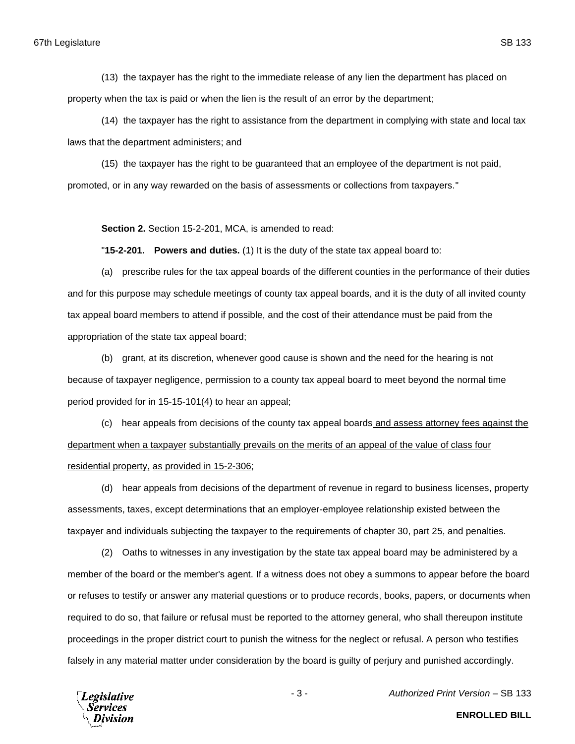(13) the taxpayer has the right to the immediate release of any lien the department has placed on property when the tax is paid or when the lien is the result of an error by the department;

(14) the taxpayer has the right to assistance from the department in complying with state and local tax laws that the department administers; and

(15) the taxpayer has the right to be guaranteed that an employee of the department is not paid, promoted, or in any way rewarded on the basis of assessments or collections from taxpayers."

**Section 2.** Section 15-2-201, MCA, is amended to read:

"**15-2-201. Powers and duties.** (1) It is the duty of the state tax appeal board to:

(a) prescribe rules for the tax appeal boards of the different counties in the performance of their duties and for this purpose may schedule meetings of county tax appeal boards, and it is the duty of all invited county tax appeal board members to attend if possible, and the cost of their attendance must be paid from the appropriation of the state tax appeal board;

(b) grant, at its discretion, whenever good cause is shown and the need for the hearing is not because of taxpayer negligence, permission to a county tax appeal board to meet beyond the normal time period provided for in 15-15-101(4) to hear an appeal;

(c) hear appeals from decisions of the county tax appeal boards <u>and assess attorney fees against the department when a taxpayer substantially prevails on the merits of an appeal of the value of class four residential property, as provided in 15-2-306</u>;

(d) hear appeals from decisions of the department of revenue in regard to business licenses, property assessments, taxes, except determinations that an employer-employee relationship existed between the taxpayer and individuals subjecting the taxpayer to the requirements of chapter 30, part 25, and penalties.

(2) Oaths to witnesses in any investigation by the state tax appeal board may be administered by a member of the board or the member's agent. If a witness does not obey a summons to appear before the board or refuses to testify or answer any material questions or to produce records, books, papers, or documents when required to do so, that failure or refusal must be reported to the attorney general, who shall thereupon institute proceedings in the proper district court to punish the witness for the neglect or refusal. A person who testifies falsely in any material matter under consideration by the board is guilty of perjury and punished accordingly.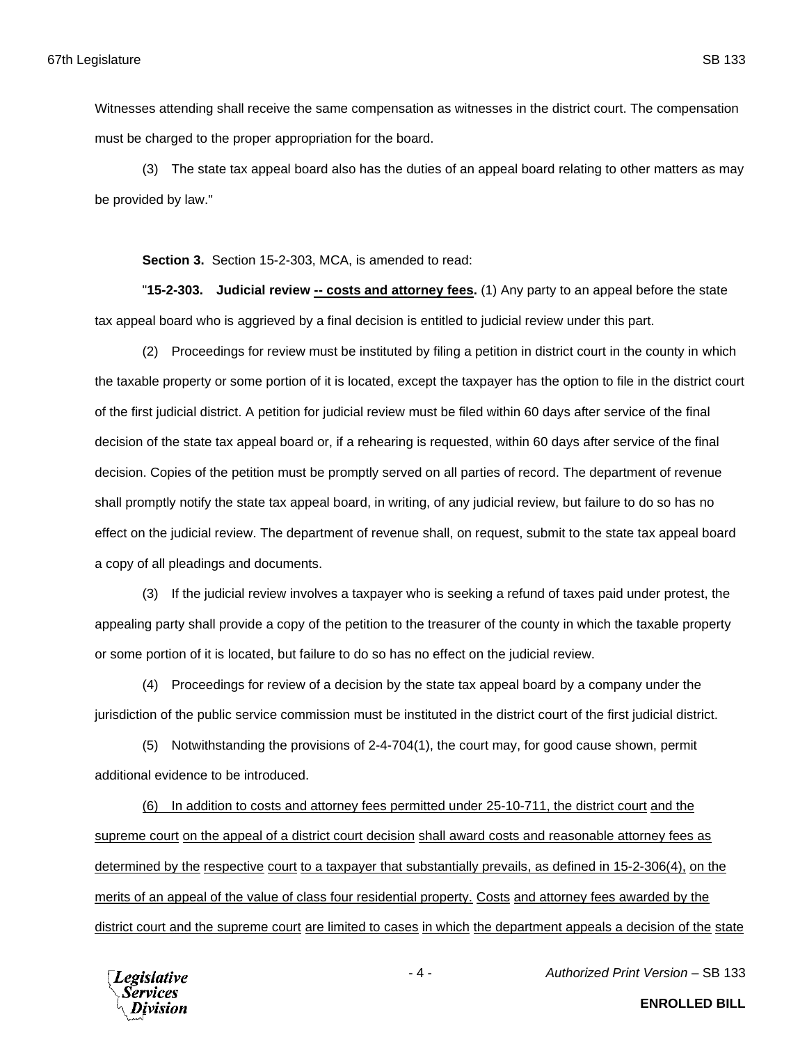Witnesses attending shall receive the same compensation as witnesses in the district court. The compensation must be charged to the proper appropriation for the board.

(3) The state tax appeal board also has the duties of an appeal board relating to other matters as may be provided by law."

**Section 3.** Section 15-2-303, MCA, is amended to read:

"**15-2-303. Judicial review <u>-- costs and attorney fees</u>.** (1) Any party to an appeal before the state tax appeal board who is aggrieved by a final decision is entitled to judicial review under this part.

(2) Proceedings for review must be instituted by filing a petition in district court in the county in which the taxable property or some portion of it is located, except the taxpayer has the option to file in the district court of the first judicial district. A petition for judicial review must be filed within 60 days after service of the final decision of the state tax appeal board or, if a rehearing is requested, within 60 days after service of the final decision. Copies of the petition must be promptly served on all parties of record. The department of revenue shall promptly notify the state tax appeal board, in writing, of any judicial review, but failure to do so has no effect on the judicial review. The department of revenue shall, on request, submit to the state tax appeal board a copy of all pleadings and documents.

(3) If the judicial review involves a taxpayer who is seeking a refund of taxes paid under protest, the appealing party shall provide a copy of the petition to the treasurer of the county in which the taxable property or some portion of it is located, but failure to do so has no effect on the judicial review.

(4) Proceedings for review of a decision by the state tax appeal board by a company under the jurisdiction of the public service commission must be instituted in the district court of the first judicial district.

(5) Notwithstanding the provisions of 2-4-704(1), the court may, for good cause shown, permit additional evidence to be introduced.

<u>(6) In addition to costs and attorney fees permitted under 25-10-711, the district court and the supreme court on the appeal of a district court decision shall award costs and reasonable attorney fees as determined by the respective court to a taxpayer that substantially prevails, as defined in 15-2-306(4), on the merits of an appeal of the value of class four residential property. Costs and attorney fees awarded by the district court and the supreme court are limited to cases in which the department appeals a decision of the state</u>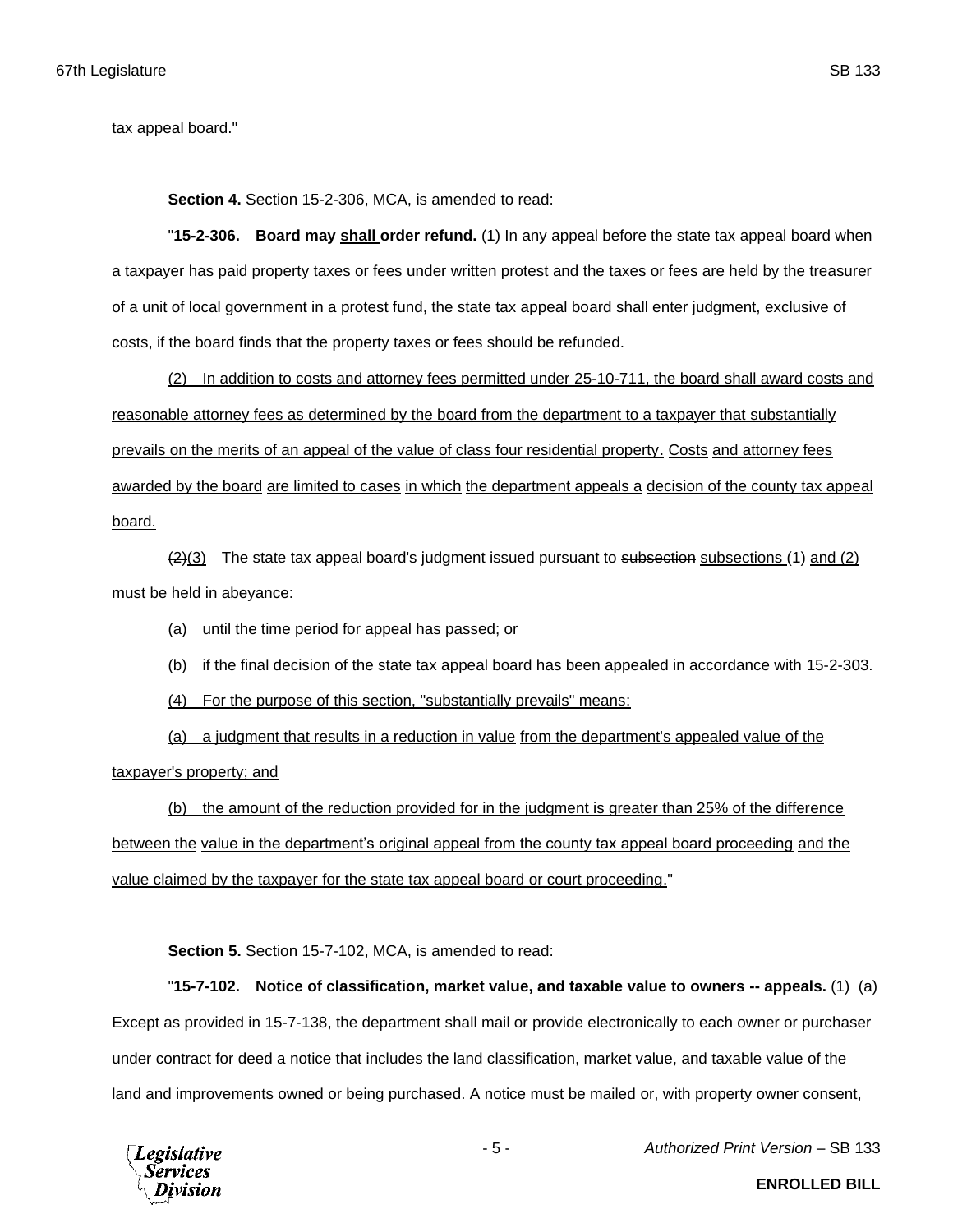tax appeal board."

**Section 4.** Section 15-2-306, MCA, is amended to read:

"**15-2-306. Board ~~may~~ shall order refund.** (1) In any appeal before the state tax appeal board when a taxpayer has paid property taxes or fees under written protest and the taxes or fees are held by the treasurer of a unit of local government in a protest fund, the state tax appeal board shall enter judgment, exclusive of costs, if the board finds that the property taxes or fees should be refunded.

(2) In addition to costs and attorney fees permitted under 25-10-711, the board shall award costs and reasonable attorney fees as determined by the board from the department to a taxpayer that substantially prevails on the merits of an appeal of the value of class four residential property. Costs and attorney fees awarded by the board are limited to cases in which the department appeals a decision of the county tax appeal board.

~~(2)~~(3) The state tax appeal board's judgment issued pursuant to ~~subsection~~ subsections (1) and (2) must be held in abeyance:

(a) until the time period for appeal has passed; or

(b) if the final decision of the state tax appeal board has been appealed in accordance with 15-2-303.

(4) For the purpose of this section, "substantially prevails" means:

(a) a judgment that results in a reduction in value from the department's appealed value of the taxpayer's property; and

(b) the amount of the reduction provided for in the judgment is greater than 25% of the difference between the value in the department's original appeal from the county tax appeal board proceeding and the value claimed by the taxpayer for the state tax appeal board or court proceeding."

**Section 5.** Section 15-7-102, MCA, is amended to read:

"**15-7-102. Notice of classification, market value, and taxable value to owners -- appeals.** (1) (a) Except as provided in 15-7-138, the department shall mail or provide electronically to each owner or purchaser under contract for deed a notice that includes the land classification, market value, and taxable value of the land and improvements owned or being purchased. A notice must be mailed or, with property owner consent,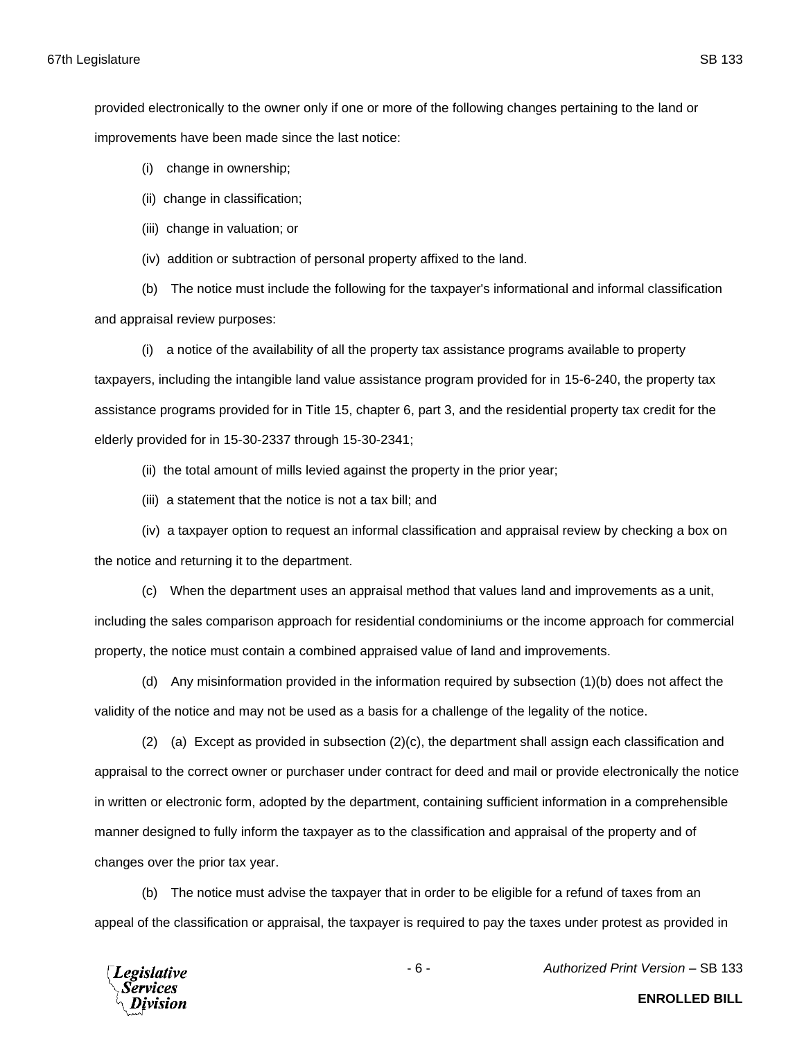provided electronically to the owner only if one or more of the following changes pertaining to the land or improvements have been made since the last notice:

(i) change in ownership;

(ii) change in classification;

(iii) change in valuation; or

(iv) addition or subtraction of personal property affixed to the land.

(b) The notice must include the following for the taxpayer's informational and informal classification and appraisal review purposes:

(i) a notice of the availability of all the property tax assistance programs available to property taxpayers, including the intangible land value assistance program provided for in 15-6-240, the property tax assistance programs provided for in Title 15, chapter 6, part 3, and the residential property tax credit for the elderly provided for in 15-30-2337 through 15-30-2341;

(ii) the total amount of mills levied against the property in the prior year;

(iii) a statement that the notice is not a tax bill; and

(iv) a taxpayer option to request an informal classification and appraisal review by checking a box on the notice and returning it to the department.

(c) When the department uses an appraisal method that values land and improvements as a unit, including the sales comparison approach for residential condominiums or the income approach for commercial property, the notice must contain a combined appraised value of land and improvements.

(d) Any misinformation provided in the information required by subsection (1)(b) does not affect the validity of the notice and may not be used as a basis for a challenge of the legality of the notice.

(2) (a) Except as provided in subsection (2)(c), the department shall assign each classification and appraisal to the correct owner or purchaser under contract for deed and mail or provide electronically the notice in written or electronic form, adopted by the department, containing sufficient information in a comprehensible manner designed to fully inform the taxpayer as to the classification and appraisal of the property and of changes over the prior tax year.

(b) The notice must advise the taxpayer that in order to be eligible for a refund of taxes from an appeal of the classification or appraisal, the taxpayer is required to pay the taxes under protest as provided in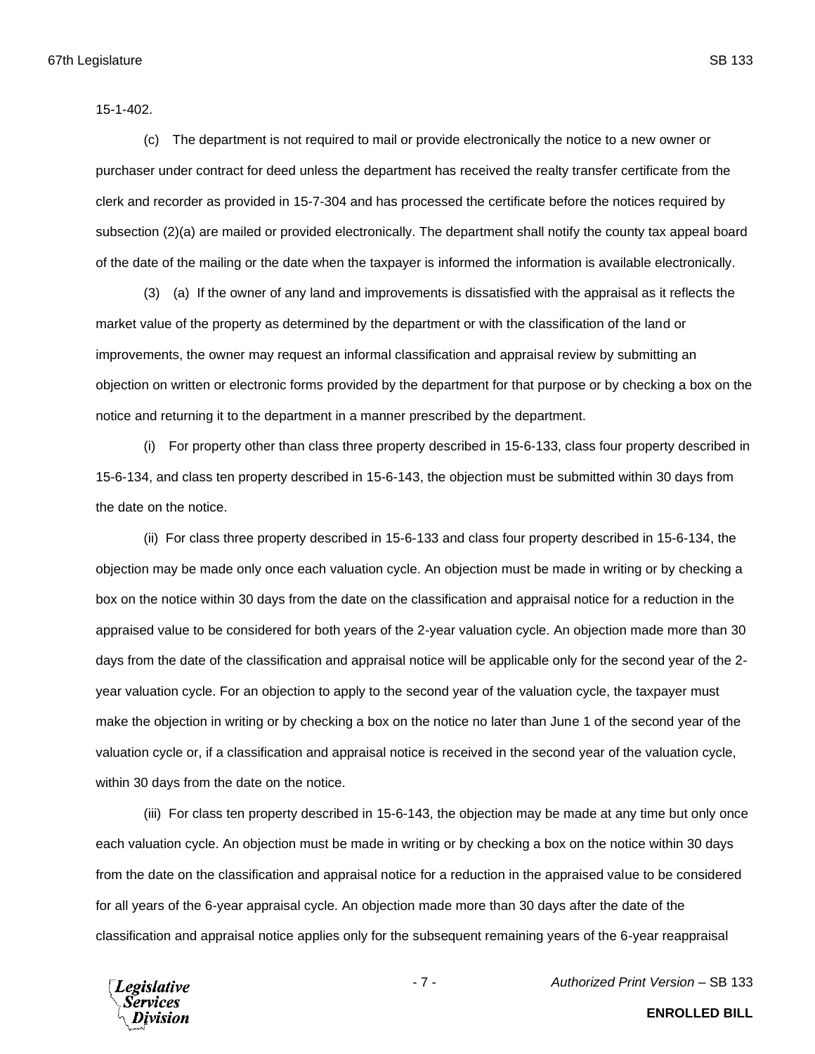15-1-402.

(c) The department is not required to mail or provide electronically the notice to a new owner or purchaser under contract for deed unless the department has received the realty transfer certificate from the clerk and recorder as provided in 15-7-304 and has processed the certificate before the notices required by subsection (2)(a) are mailed or provided electronically. The department shall notify the county tax appeal board of the date of the mailing or the date when the taxpayer is informed the information is available electronically.

(3) (a) If the owner of any land and improvements is dissatisfied with the appraisal as it reflects the market value of the property as determined by the department or with the classification of the land or improvements, the owner may request an informal classification and appraisal review by submitting an objection on written or electronic forms provided by the department for that purpose or by checking a box on the notice and returning it to the department in a manner prescribed by the department.

(i) For property other than class three property described in 15-6-133, class four property described in 15-6-134, and class ten property described in 15-6-143, the objection must be submitted within 30 days from the date on the notice.

(ii) For class three property described in 15-6-133 and class four property described in 15-6-134, the objection may be made only once each valuation cycle. An objection must be made in writing or by checking a box on the notice within 30 days from the date on the classification and appraisal notice for a reduction in the appraised value to be considered for both years of the 2-year valuation cycle. An objection made more than 30 days from the date of the classification and appraisal notice will be applicable only for the second year of the 2-year valuation cycle. For an objection to apply to the second year of the valuation cycle, the taxpayer must make the objection in writing or by checking a box on the notice no later than June 1 of the second year of the valuation cycle or, if a classification and appraisal notice is received in the second year of the valuation cycle, within 30 days from the date on the notice.

(iii) For class ten property described in 15-6-143, the objection may be made at any time but only once each valuation cycle. An objection must be made in writing or by checking a box on the notice within 30 days from the date on the classification and appraisal notice for a reduction in the appraised value to be considered for all years of the 6-year appraisal cycle. An objection made more than 30 days after the date of the classification and appraisal notice applies only for the subsequent remaining years of the 6-year reappraisal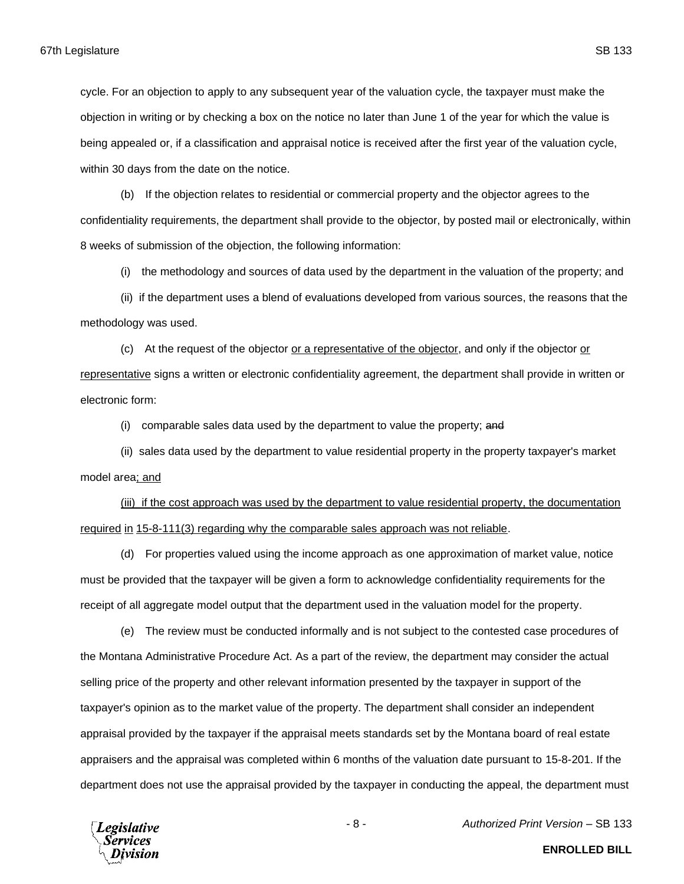cycle. For an objection to apply to any subsequent year of the valuation cycle, the taxpayer must make the objection in writing or by checking a box on the notice no later than June 1 of the year for which the value is being appealed or, if a classification and appraisal notice is received after the first year of the valuation cycle, within 30 days from the date on the notice.

(b) If the objection relates to residential or commercial property and the objector agrees to the confidentiality requirements, the department shall provide to the objector, by posted mail or electronically, within 8 weeks of submission of the objection, the following information:

(i) the methodology and sources of data used by the department in the valuation of the property; and

(ii) if the department uses a blend of evaluations developed from various sources, the reasons that the methodology was used.

(c) At the request of the objector <u>or a representative of the objector</u>, and only if the objector <u>or representative</u> signs a written or electronic confidentiality agreement, the department shall provide in written or electronic form:

(i) comparable sales data used by the department to value the property; ~~and~~

(ii) sales data used by the department to value residential property in the property taxpayer's market model area<u>; and</u>

<u>(iii) if the cost approach was used by the department to value residential property, the documentation required in 15-8-111(3) regarding why the comparable sales approach was not reliable</u>.

(d) For properties valued using the income approach as one approximation of market value, notice must be provided that the taxpayer will be given a form to acknowledge confidentiality requirements for the receipt of all aggregate model output that the department used in the valuation model for the property.

(e) The review must be conducted informally and is not subject to the contested case procedures of the Montana Administrative Procedure Act. As a part of the review, the department may consider the actual selling price of the property and other relevant information presented by the taxpayer in support of the taxpayer's opinion as to the market value of the property. The department shall consider an independent appraisal provided by the taxpayer if the appraisal meets standards set by the Montana board of real estate appraisers and the appraisal was completed within 6 months of the valuation date pursuant to 15-8-201. If the department does not use the appraisal provided by the taxpayer in conducting the appeal, the department must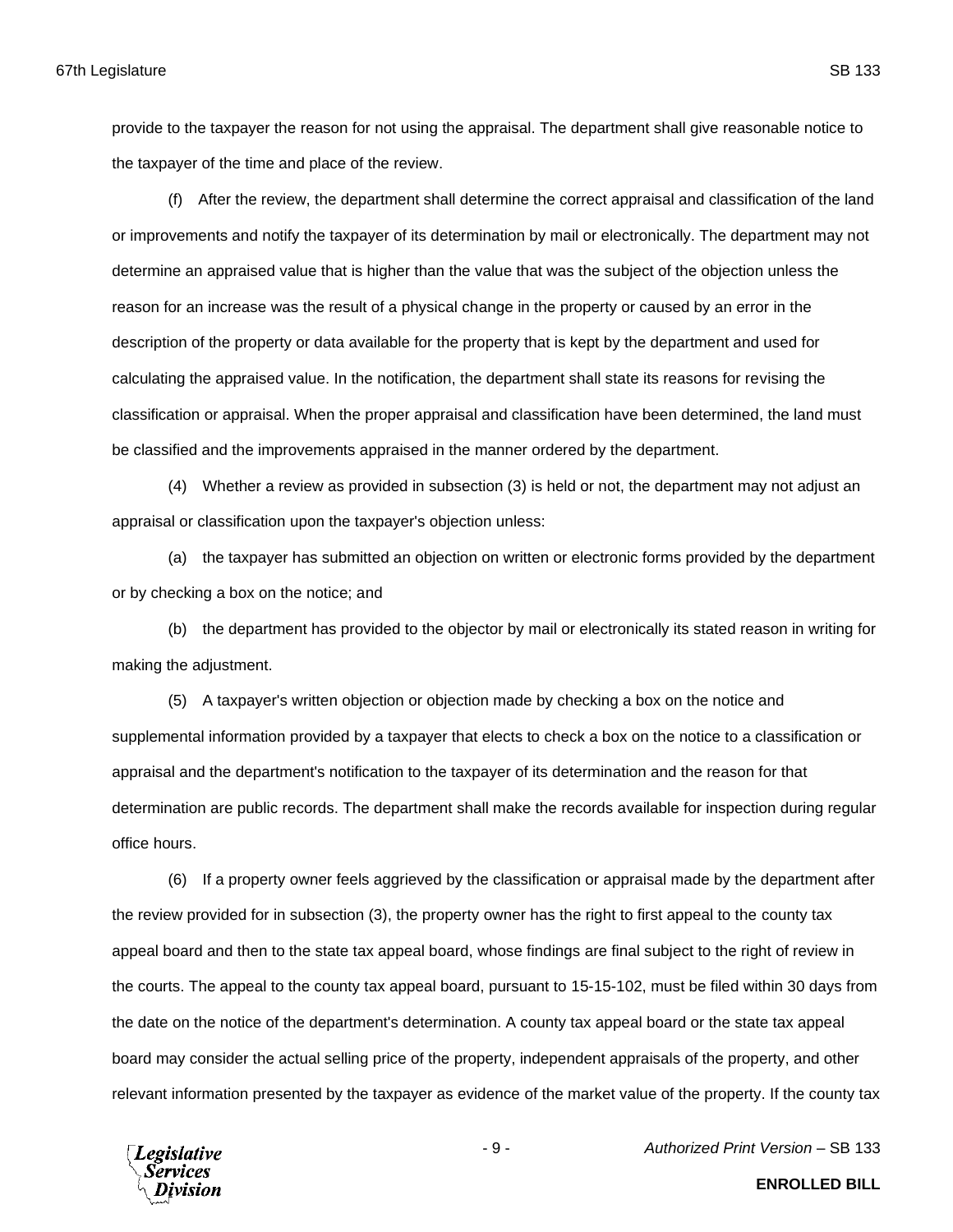provide to the taxpayer the reason for not using the appraisal. The department shall give reasonable notice to the taxpayer of the time and place of the review.

(f) After the review, the department shall determine the correct appraisal and classification of the land or improvements and notify the taxpayer of its determination by mail or electronically. The department may not determine an appraised value that is higher than the value that was the subject of the objection unless the reason for an increase was the result of a physical change in the property or caused by an error in the description of the property or data available for the property that is kept by the department and used for calculating the appraised value. In the notification, the department shall state its reasons for revising the classification or appraisal. When the proper appraisal and classification have been determined, the land must be classified and the improvements appraised in the manner ordered by the department.

(4) Whether a review as provided in subsection (3) is held or not, the department may not adjust an appraisal or classification upon the taxpayer's objection unless:

(a) the taxpayer has submitted an objection on written or electronic forms provided by the department or by checking a box on the notice; and

(b) the department has provided to the objector by mail or electronically its stated reason in writing for making the adjustment.

(5) A taxpayer's written objection or objection made by checking a box on the notice and supplemental information provided by a taxpayer that elects to check a box on the notice to a classification or appraisal and the department's notification to the taxpayer of its determination and the reason for that determination are public records. The department shall make the records available for inspection during regular office hours.

(6) If a property owner feels aggrieved by the classification or appraisal made by the department after the review provided for in subsection (3), the property owner has the right to first appeal to the county tax appeal board and then to the state tax appeal board, whose findings are final subject to the right of review in the courts. The appeal to the county tax appeal board, pursuant to 15-15-102, must be filed within 30 days from the date on the notice of the department's determination. A county tax appeal board or the state tax appeal board may consider the actual selling price of the property, independent appraisals of the property, and other relevant information presented by the taxpayer as evidence of the market value of the property. If the county tax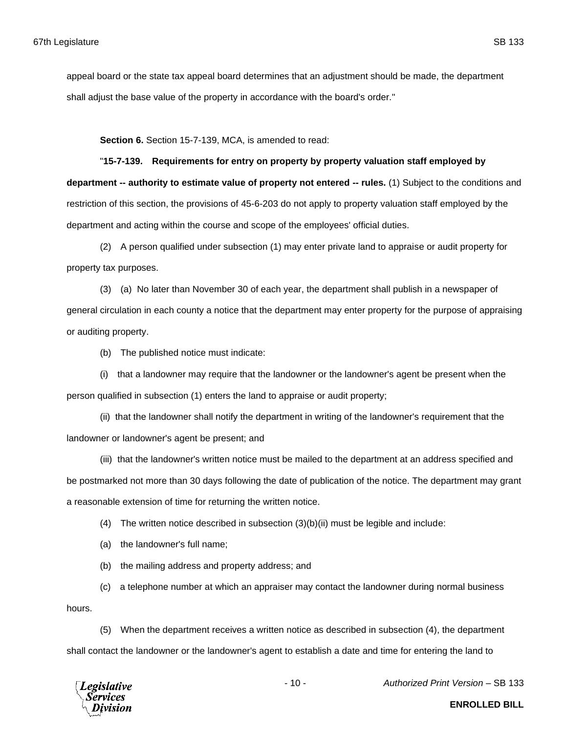appeal board or the state tax appeal board determines that an adjustment should be made, the department shall adjust the base value of the property in accordance with the board's order."

**Section 6.** Section 15-7-139, MCA, is amended to read:

"**15-7-139. Requirements for entry on property by property valuation staff employed by department -- authority to estimate value of property not entered -- rules.** (1) Subject to the conditions and restriction of this section, the provisions of 45-6-203 do not apply to property valuation staff employed by the department and acting within the course and scope of the employees' official duties.

(2) A person qualified under subsection (1) may enter private land to appraise or audit property for property tax purposes.

(3) (a) No later than November 30 of each year, the department shall publish in a newspaper of general circulation in each county a notice that the department may enter property for the purpose of appraising or auditing property.

(b) The published notice must indicate:

(i) that a landowner may require that the landowner or the landowner's agent be present when the person qualified in subsection (1) enters the land to appraise or audit property;

(ii) that the landowner shall notify the department in writing of the landowner's requirement that the landowner or landowner's agent be present; and

(iii) that the landowner's written notice must be mailed to the department at an address specified and be postmarked not more than 30 days following the date of publication of the notice. The department may grant a reasonable extension of time for returning the written notice.

(4) The written notice described in subsection (3)(b)(ii) must be legible and include:

(a) the landowner's full name;

(b) the mailing address and property address; and

(c) a telephone number at which an appraiser may contact the landowner during normal business hours.

(5) When the department receives a written notice as described in subsection (4), the department shall contact the landowner or the landowner's agent to establish a date and time for entering the land to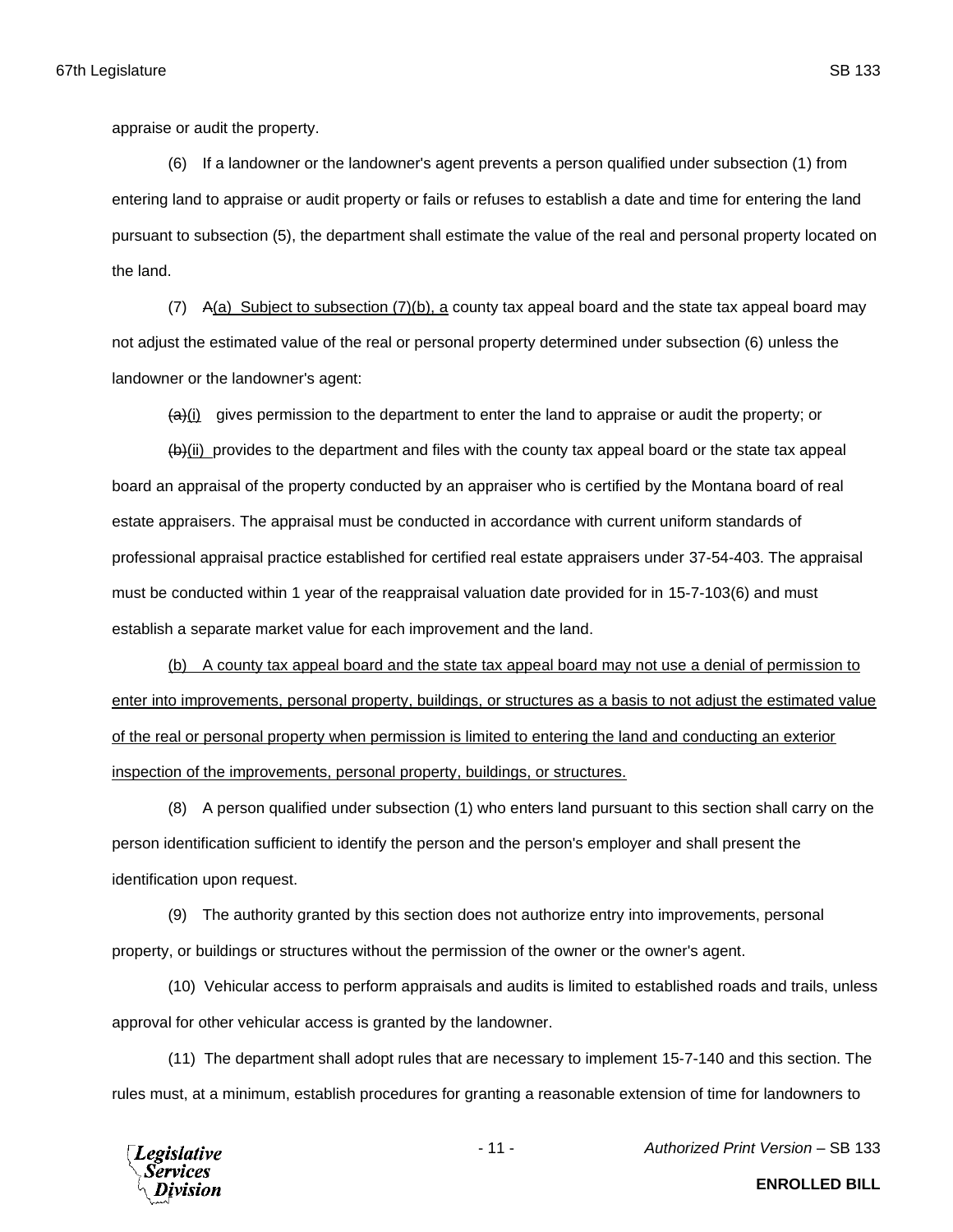appraise or audit the property.

(6) If a landowner or the landowner's agent prevents a person qualified under subsection (1) from entering land to appraise or audit property or fails or refuses to establish a date and time for entering the land pursuant to subsection (5), the department shall estimate the value of the real and personal property located on the land.

(7) ~~A~~<u>(a) Subject to subsection (7)(b), a</u> county tax appeal board and the state tax appeal board may not adjust the estimated value of the real or personal property determined under subsection (6) unless the landowner or the landowner's agent:

~~(a)~~<u>(i)</u> gives permission to the department to enter the land to appraise or audit the property; or

~~(b)~~<u>(ii)</u> provides to the department and files with the county tax appeal board or the state tax appeal board an appraisal of the property conducted by an appraiser who is certified by the Montana board of real estate appraisers. The appraisal must be conducted in accordance with current uniform standards of professional appraisal practice established for certified real estate appraisers under 37-54-403. The appraisal must be conducted within 1 year of the reappraisal valuation date provided for in 15-7-103(6) and must establish a separate market value for each improvement and the land.

<u>(b) A county tax appeal board and the state tax appeal board may not use a denial of permission to enter into improvements, personal property, buildings, or structures as a basis to not adjust the estimated value of the real or personal property when permission is limited to entering the land and conducting an exterior inspection of the improvements, personal property, buildings, or structures.</u>

(8) A person qualified under subsection (1) who enters land pursuant to this section shall carry on the person identification sufficient to identify the person and the person's employer and shall present the identification upon request.

(9) The authority granted by this section does not authorize entry into improvements, personal property, or buildings or structures without the permission of the owner or the owner's agent.

(10) Vehicular access to perform appraisals and audits is limited to established roads and trails, unless approval for other vehicular access is granted by the landowner.

(11) The department shall adopt rules that are necessary to implement 15-7-140 and this section. The rules must, at a minimum, establish procedures for granting a reasonable extension of time for landowners to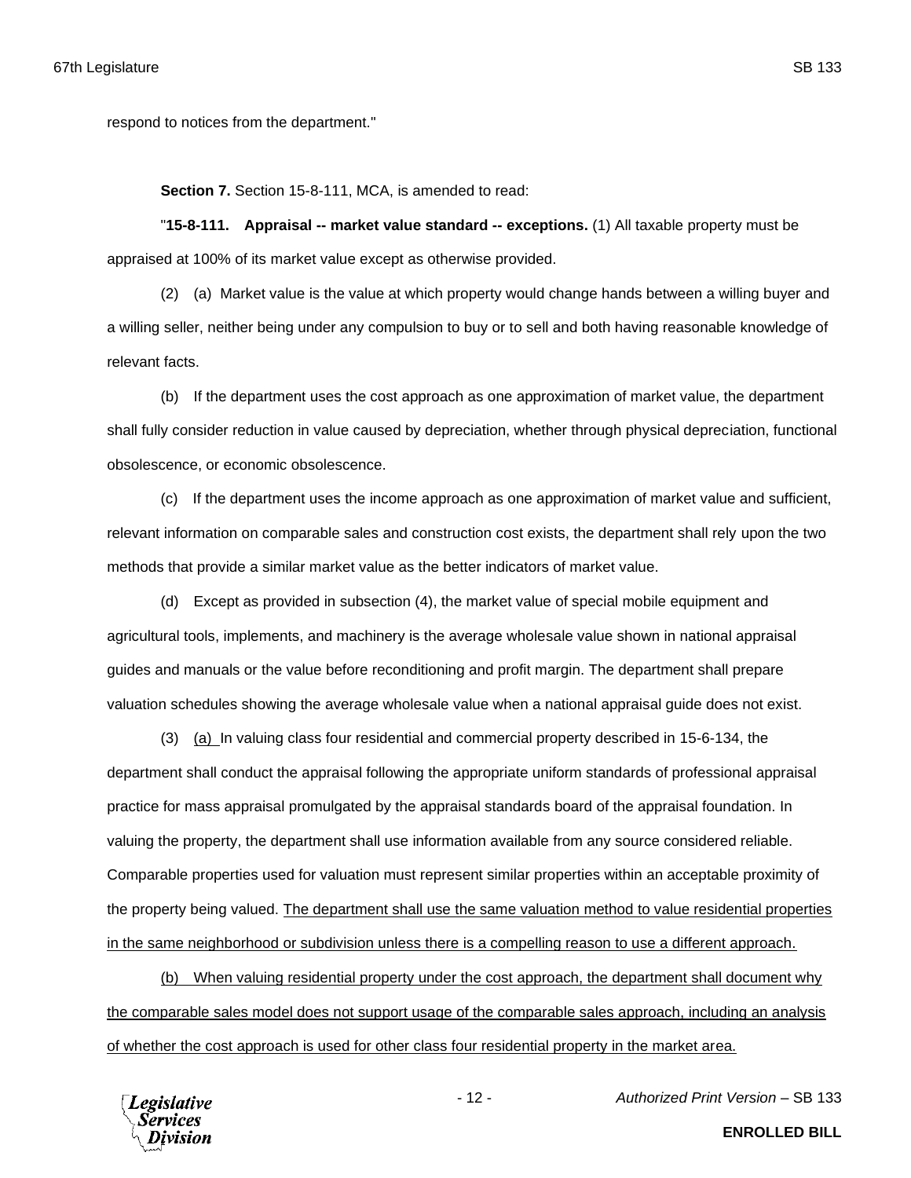respond to notices from the department."

**Section 7.** Section 15-8-111, MCA, is amended to read:

"**15-8-111. Appraisal -- market value standard -- exceptions.** (1) All taxable property must be appraised at 100% of its market value except as otherwise provided.

(2) (a) Market value is the value at which property would change hands between a willing buyer and a willing seller, neither being under any compulsion to buy or to sell and both having reasonable knowledge of relevant facts.

(b) If the department uses the cost approach as one approximation of market value, the department shall fully consider reduction in value caused by depreciation, whether through physical depreciation, functional obsolescence, or economic obsolescence.

(c) If the department uses the income approach as one approximation of market value and sufficient, relevant information on comparable sales and construction cost exists, the department shall rely upon the two methods that provide a similar market value as the better indicators of market value.

(d) Except as provided in subsection (4), the market value of special mobile equipment and agricultural tools, implements, and machinery is the average wholesale value shown in national appraisal guides and manuals or the value before reconditioning and profit margin. The department shall prepare valuation schedules showing the average wholesale value when a national appraisal guide does not exist.

(3) <u>(a)</u> In valuing class four residential and commercial property described in 15-6-134, the department shall conduct the appraisal following the appropriate uniform standards of professional appraisal practice for mass appraisal promulgated by the appraisal standards board of the appraisal foundation. In valuing the property, the department shall use information available from any source considered reliable. Comparable properties used for valuation must represent similar properties within an acceptable proximity of the property being valued. <u>The department shall use the same valuation method to value residential properties in the same neighborhood or subdivision unless there is a compelling reason to use a different approach.</u>

<u>(b) When valuing residential property under the cost approach, the department shall document why the comparable sales model does not support usage of the comparable sales approach, including an analysis of whether the cost approach is used for other class four residential property in the market area.</u>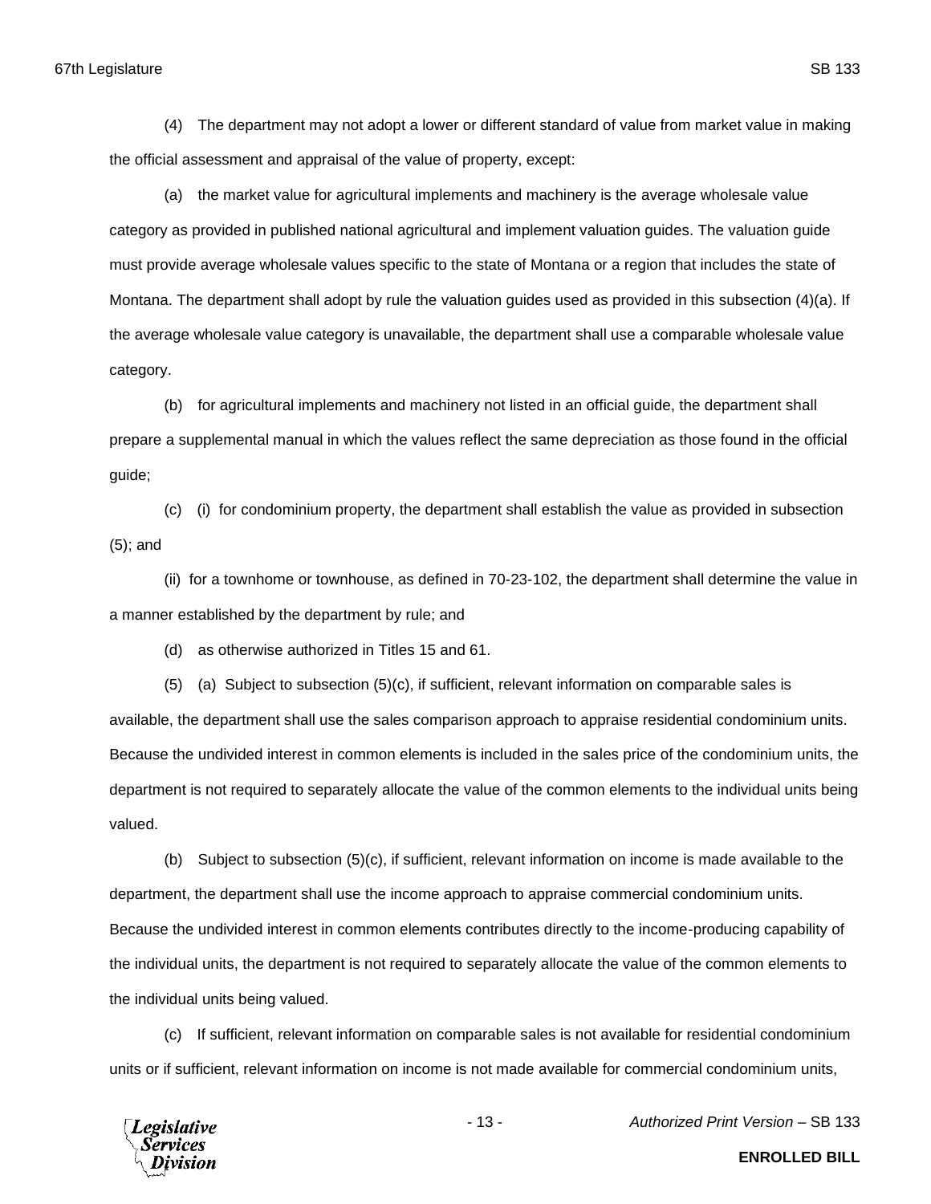(4) The department may not adopt a lower or different standard of value from market value in making the official assessment and appraisal of the value of property, except:

(a) the market value for agricultural implements and machinery is the average wholesale value category as provided in published national agricultural and implement valuation guides. The valuation guide must provide average wholesale values specific to the state of Montana or a region that includes the state of Montana. The department shall adopt by rule the valuation guides used as provided in this subsection (4)(a). If the average wholesale value category is unavailable, the department shall use a comparable wholesale value category.

(b) for agricultural implements and machinery not listed in an official guide, the department shall prepare a supplemental manual in which the values reflect the same depreciation as those found in the official guide;

(c) (i) for condominium property, the department shall establish the value as provided in subsection (5); and

(ii) for a townhome or townhouse, as defined in 70-23-102, the department shall determine the value in a manner established by the department by rule; and

(d) as otherwise authorized in Titles 15 and 61.

(5) (a) Subject to subsection (5)(c), if sufficient, relevant information on comparable sales is available, the department shall use the sales comparison approach to appraise residential condominium units. Because the undivided interest in common elements is included in the sales price of the condominium units, the department is not required to separately allocate the value of the common elements to the individual units being valued.

(b) Subject to subsection (5)(c), if sufficient, relevant information on income is made available to the department, the department shall use the income approach to appraise commercial condominium units. Because the undivided interest in common elements contributes directly to the income-producing capability of the individual units, the department is not required to separately allocate the value of the common elements to the individual units being valued.

(c) If sufficient, relevant information on comparable sales is not available for residential condominium units or if sufficient, relevant information on income is not made available for commercial condominium units,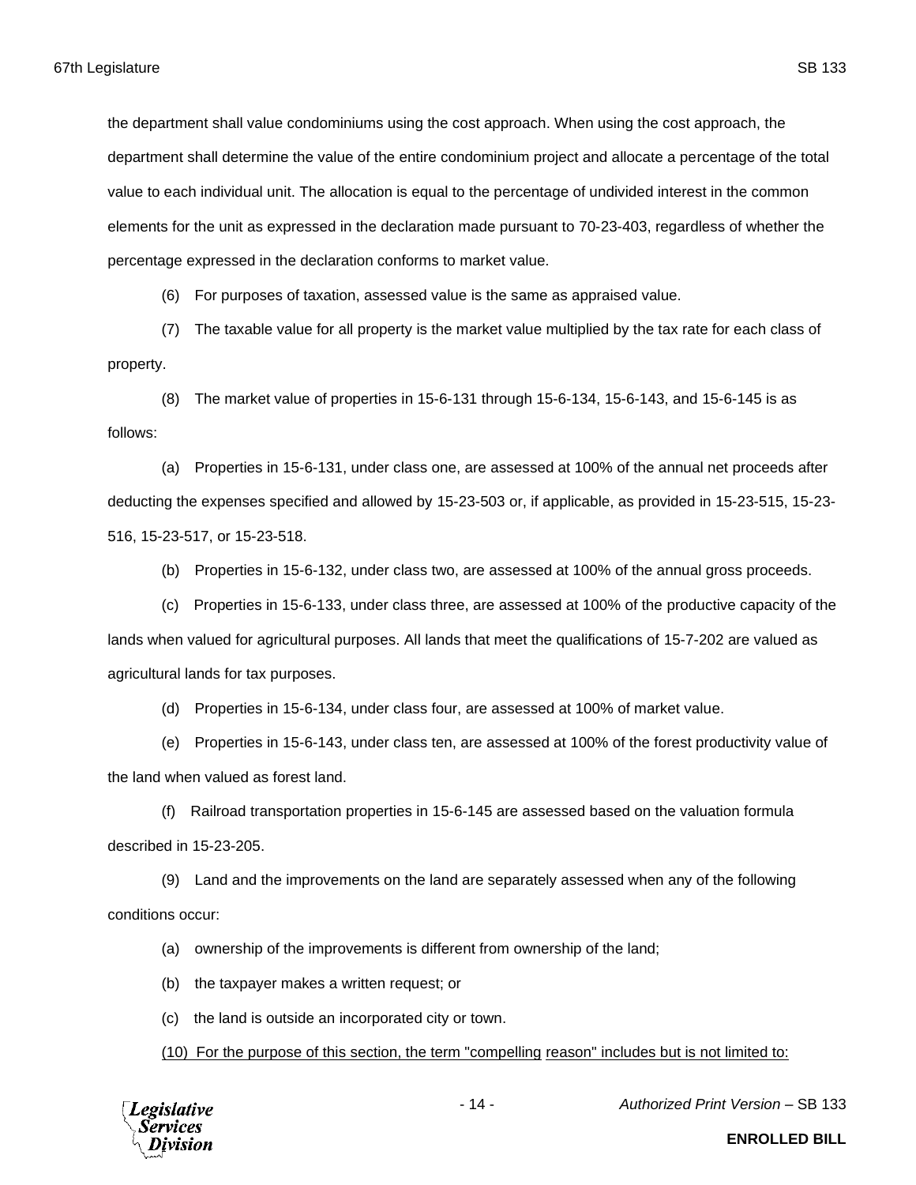the department shall value condominiums using the cost approach. When using the cost approach, the department shall determine the value of the entire condominium project and allocate a percentage of the total value to each individual unit. The allocation is equal to the percentage of undivided interest in the common elements for the unit as expressed in the declaration made pursuant to 70-23-403, regardless of whether the percentage expressed in the declaration conforms to market value.

(6) For purposes of taxation, assessed value is the same as appraised value.

(7) The taxable value for all property is the market value multiplied by the tax rate for each class of property.

(8) The market value of properties in 15-6-131 through 15-6-134, 15-6-143, and 15-6-145 is as follows:

(a) Properties in 15-6-131, under class one, are assessed at 100% of the annual net proceeds after deducting the expenses specified and allowed by 15-23-503 or, if applicable, as provided in 15-23-515, 15-23-516, 15-23-517, or 15-23-518.

(b) Properties in 15-6-132, under class two, are assessed at 100% of the annual gross proceeds.

(c) Properties in 15-6-133, under class three, are assessed at 100% of the productive capacity of the lands when valued for agricultural purposes. All lands that meet the qualifications of 15-7-202 are valued as agricultural lands for tax purposes.

(d) Properties in 15-6-134, under class four, are assessed at 100% of market value.

(e) Properties in 15-6-143, under class ten, are assessed at 100% of the forest productivity value of the land when valued as forest land.

(f) Railroad transportation properties in 15-6-145 are assessed based on the valuation formula described in 15-23-205.

(9) Land and the improvements on the land are separately assessed when any of the following conditions occur:

(a) ownership of the improvements is different from ownership of the land;

(b) the taxpayer makes a written request; or

(c) the land is outside an incorporated city or town.

<u>(10) For the purpose of this section, the term "compelling reason" includes but is not limited to:</u>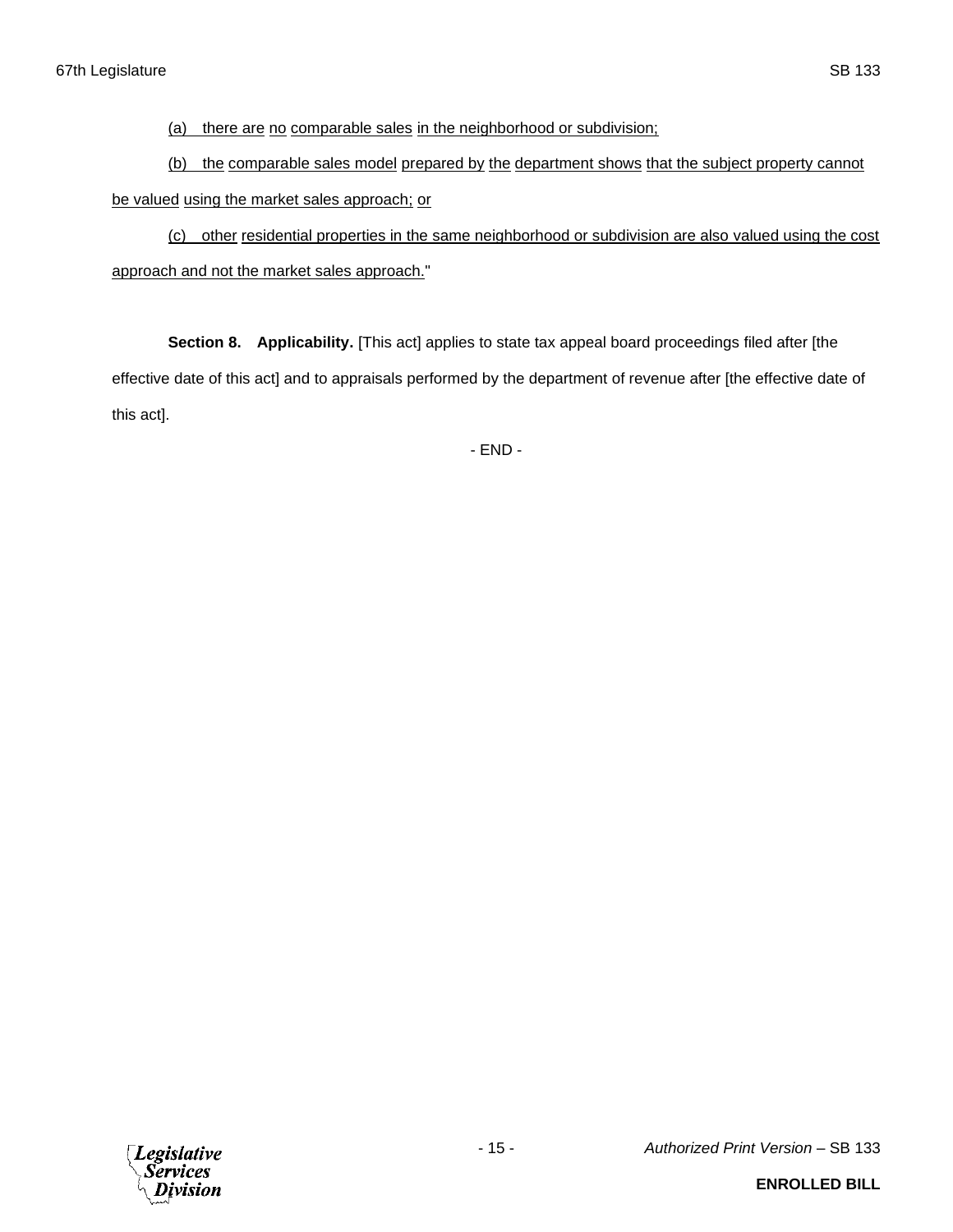(a) there are no comparable sales in the neighborhood or subdivision;

(b) the comparable sales model prepared by the department shows that the subject property cannot be valued using the market sales approach; or

(c) other residential properties in the same neighborhood or subdivision are also valued using the cost approach and not the market sales approach."

**Section 8. Applicability.** [This act] applies to state tax appeal board proceedings filed after [the effective date of this act] and to appraisals performed by the department of revenue after [the effective date of this act].

\- END -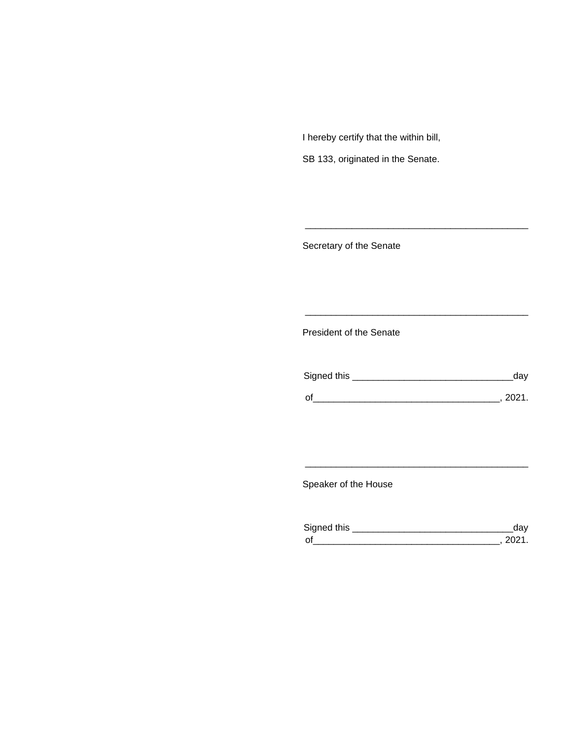I hereby certify that the within bill,

SB 133, originated in the Senate.

\_\_\_\_\_\_\_\_\_\_\_\_\_\_\_\_\_\_\_\_\_\_\_\_\_\_\_\_\_\_\_\_\_\_\_\_\_\_\_\_\_\_\_\_

Secretary of the Senate

\_\_\_\_\_\_\_\_\_\_\_\_\_\_\_\_\_\_\_\_\_\_\_\_\_\_\_\_\_\_\_\_\_\_\_\_\_\_\_\_\_\_\_\_

President of the Senate

Signed this \_\_\_\_\_\_\_\_\_\_\_\_\_\_\_\_\_\_\_\_\_\_\_\_\_\_\_\_\_\_\_day

of\_\_\_\_\_\_\_\_\_\_\_\_\_\_\_\_\_\_\_\_\_\_\_\_\_\_\_\_\_\_\_\_\_\_\_\_, 2021.

\_\_\_\_\_\_\_\_\_\_\_\_\_\_\_\_\_\_\_\_\_\_\_\_\_\_\_\_\_\_\_\_\_\_\_\_\_\_\_\_\_\_\_\_

Speaker of the House

Signed this \_\_\_\_\_\_\_\_\_\_\_\_\_\_\_\_\_\_\_\_\_\_\_\_\_\_\_\_\_\_\_day
of\_\_\_\_\_\_\_\_\_\_\_\_\_\_\_\_\_\_\_\_\_\_\_\_\_\_\_\_\_\_\_\_\_\_\_\_, 2021.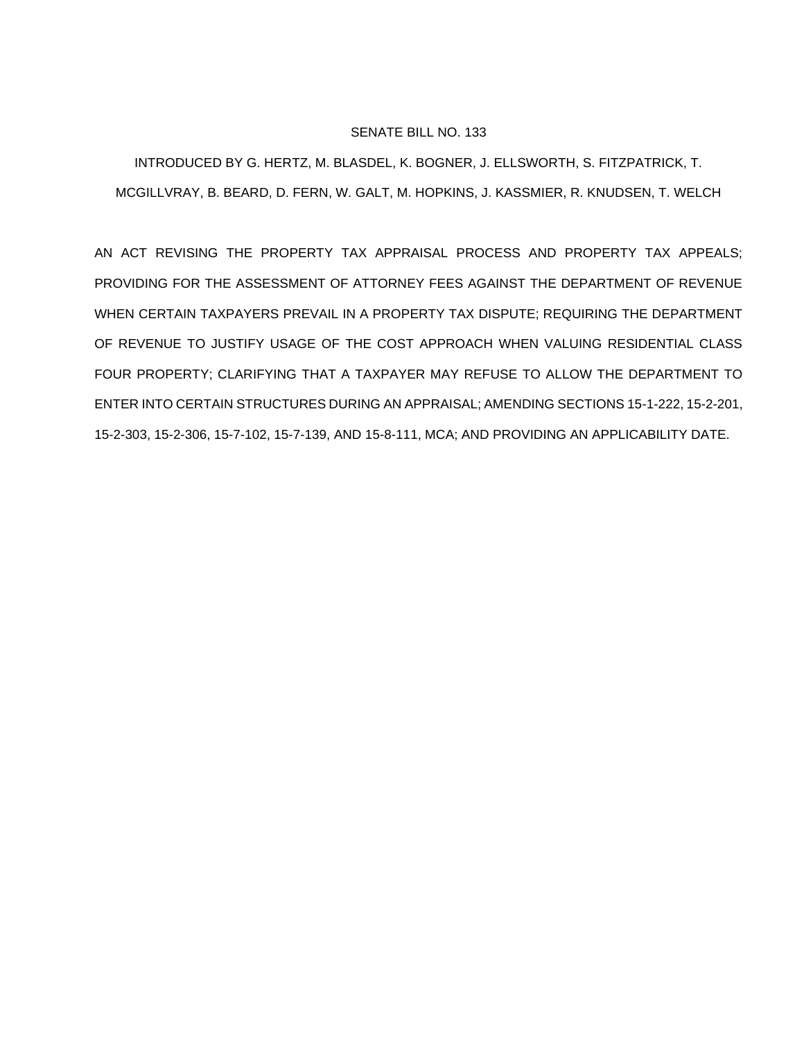SENATE BILL NO. 133

INTRODUCED BY G. HERTZ, M. BLASDEL, K. BOGNER, J. ELLSWORTH, S. FITZPATRICK, T. MCGILLVRAY, B. BEARD, D. FERN, W. GALT, M. HOPKINS, J. KASSMIER, R. KNUDSEN, T. WELCH

AN ACT REVISING THE PROPERTY TAX APPRAISAL PROCESS AND PROPERTY TAX APPEALS; PROVIDING FOR THE ASSESSMENT OF ATTORNEY FEES AGAINST THE DEPARTMENT OF REVENUE WHEN CERTAIN TAXPAYERS PREVAIL IN A PROPERTY TAX DISPUTE; REQUIRING THE DEPARTMENT OF REVENUE TO JUSTIFY USAGE OF THE COST APPROACH WHEN VALUING RESIDENTIAL CLASS FOUR PROPERTY; CLARIFYING THAT A TAXPAYER MAY REFUSE TO ALLOW THE DEPARTMENT TO ENTER INTO CERTAIN STRUCTURES DURING AN APPRAISAL; AMENDING SECTIONS 15-1-222, 15-2-201, 15-2-303, 15-2-306, 15-7-102, 15-7-139, AND 15-8-111, MCA; AND PROVIDING AN APPLICABILITY DATE.